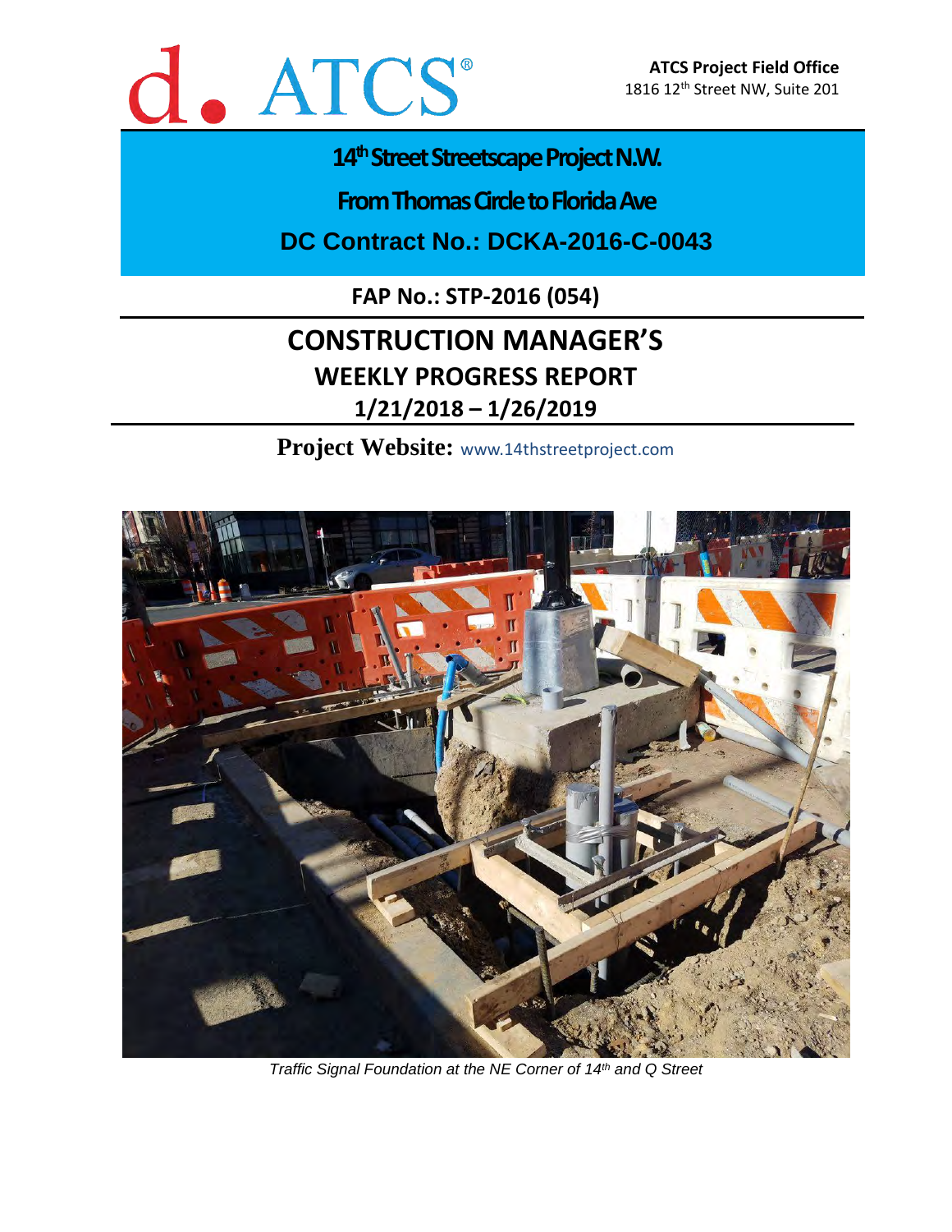d. ATCS®

**ATCS Project Field Office**
1816 12th Street NW, Suite 201

# 14th Street Streetscape Project N.W.

# From Thomas Circle to Florida Ave

## DC Contract No.: DCKA-2016-C-0043

**FAP No.: STP-2016 (054)**

# CONSTRUCTION MANAGER'S

## WEEKLY PROGRESS REPORT

## 1/21/2018 – 1/26/2019

**Project Website:** www.14thstreetproject.com

*Traffic Signal Foundation at the NE Corner of 14th and Q Street*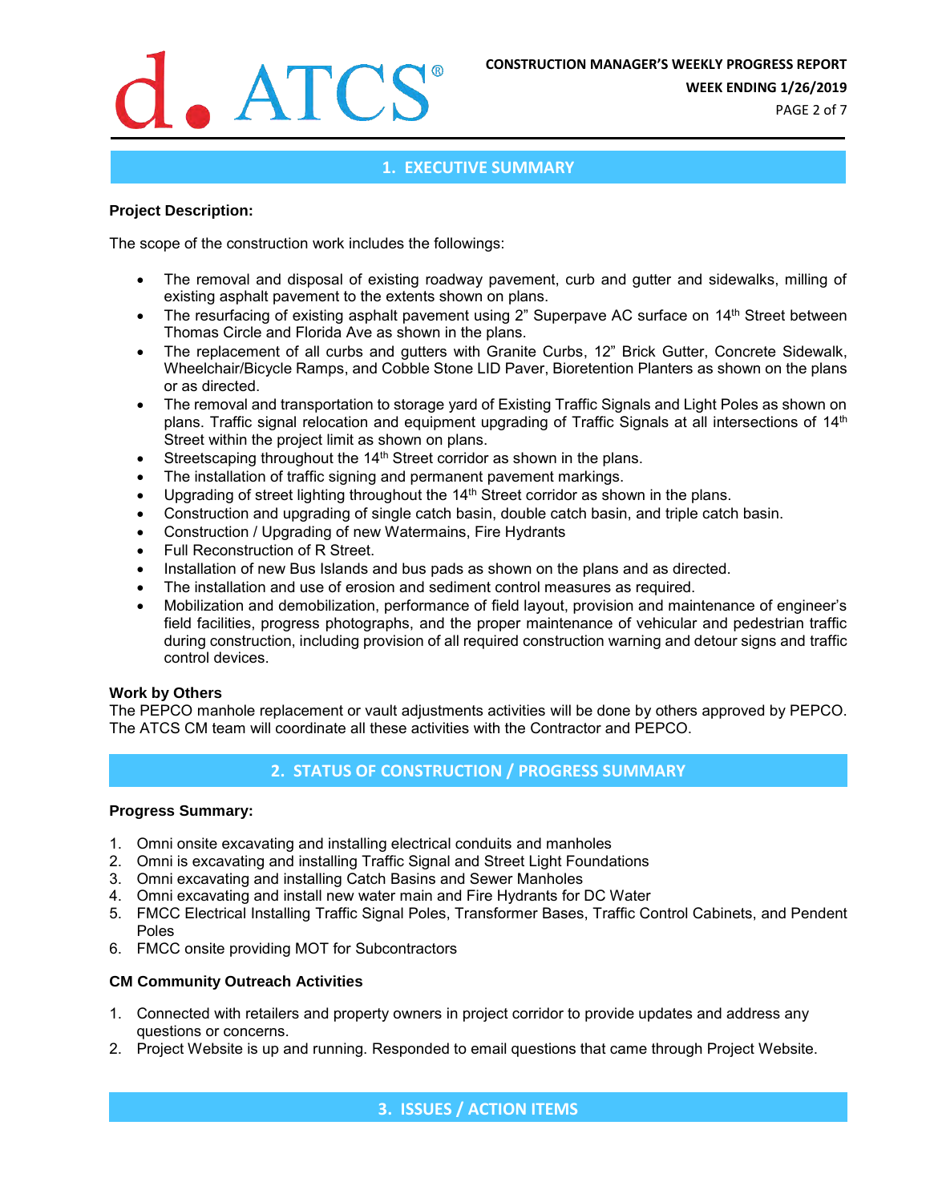## 1. EXECUTIVE SUMMARY

**Project Description:**

The scope of the construction work includes the followings:

- The removal and disposal of existing roadway pavement, curb and gutter and sidewalks, milling of existing asphalt pavement to the extents shown on plans.
- The resurfacing of existing asphalt pavement using 2" Superpave AC surface on 14th Street between Thomas Circle and Florida Ave as shown in the plans.
- The replacement of all curbs and gutters with Granite Curbs, 12" Brick Gutter, Concrete Sidewalk, Wheelchair/Bicycle Ramps, and Cobble Stone LID Paver, Bioretention Planters as shown on the plans or as directed.
- The removal and transportation to storage yard of Existing Traffic Signals and Light Poles as shown on plans. Traffic signal relocation and equipment upgrading of Traffic Signals at all intersections of 14th Street within the project limit as shown on plans.
- Streetscaping throughout the 14th Street corridor as shown in the plans.
- The installation of traffic signing and permanent pavement markings.
- Upgrading of street lighting throughout the 14th Street corridor as shown in the plans.
- Construction and upgrading of single catch basin, double catch basin, and triple catch basin.
- Construction / Upgrading of new Watermains, Fire Hydrants
- Full Reconstruction of R Street.
- Installation of new Bus Islands and bus pads as shown on the plans and as directed.
- The installation and use of erosion and sediment control measures as required.
- Mobilization and demobilization, performance of field layout, provision and maintenance of engineer's field facilities, progress photographs, and the proper maintenance of vehicular and pedestrian traffic during construction, including provision of all required construction warning and detour signs and traffic control devices.

**Work by Others**

The PEPCO manhole replacement or vault adjustments activities will be done by others approved by PEPCO. The ATCS CM team will coordinate all these activities with the Contractor and PEPCO.

## 2. STATUS OF CONSTRUCTION / PROGRESS SUMMARY

**Progress Summary:**

1. Omni onsite excavating and installing electrical conduits and manholes
2. Omni is excavating and installing Traffic Signal and Street Light Foundations
3. Omni excavating and installing Catch Basins and Sewer Manholes
4. Omni excavating and install new water main and Fire Hydrants for DC Water
5. FMCC Electrical Installing Traffic Signal Poles, Transformer Bases, Traffic Control Cabinets, and Pendent Poles
6. FMCC onsite providing MOT for Subcontractors

**CM Community Outreach Activities**

1. Connected with retailers and property owners in project corridor to provide updates and address any questions or concerns.
2. Project Website is up and running. Responded to email questions that came through Project Website.

## 3. ISSUES / ACTION ITEMS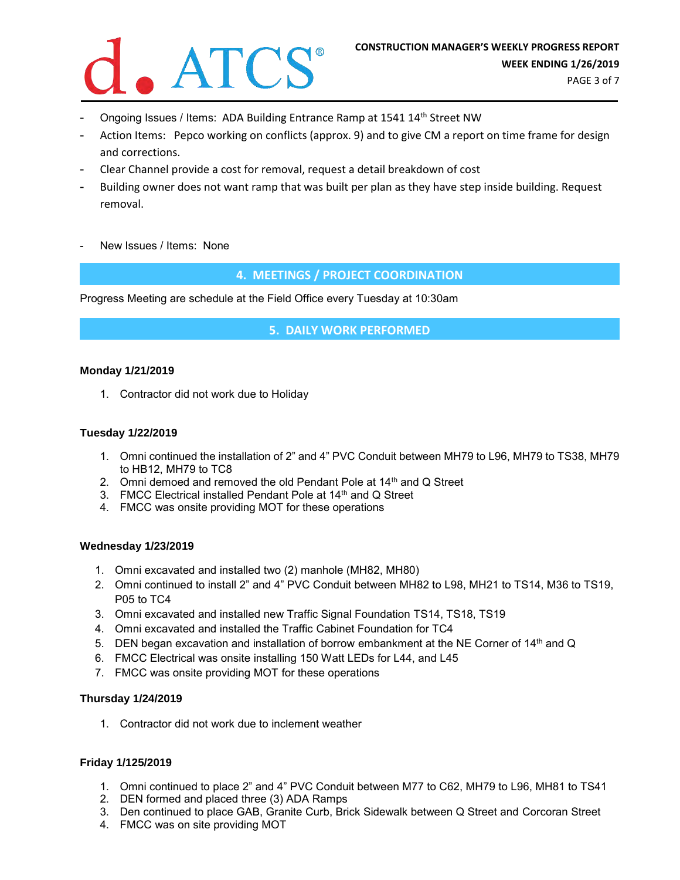- Ongoing Issues / Items: ADA Building Entrance Ramp at 1541 14th Street NW
- Action Items: Pepco working on conflicts (approx. 9) and to give CM a report on time frame for design and corrections.
- Clear Channel provide a cost for removal, request a detail breakdown of cost
- Building owner does not want ramp that was built per plan as they have step inside building. Request removal.

- New Issues / Items: None

## 4. MEETINGS / PROJECT COORDINATION

Progress Meeting are schedule at the Field Office every Tuesday at 10:30am

## 5. DAILY WORK PERFORMED

**Monday 1/21/2019**

1. Contractor did not work due to Holiday

**Tuesday 1/22/2019**

1. Omni continued the installation of 2" and 4" PVC Conduit between MH79 to L96, MH79 to TS38, MH79 to HB12, MH79 to TC8
2. Omni demoed and removed the old Pendant Pole at 14th and Q Street
3. FMCC Electrical installed Pendant Pole at 14th and Q Street
4. FMCC was onsite providing MOT for these operations

**Wednesday 1/23/2019**

1. Omni excavated and installed two (2) manhole (MH82, MH80)
2. Omni continued to install 2" and 4" PVC Conduit between MH82 to L98, MH21 to TS14, M36 to TS19, P05 to TC4
3. Omni excavated and installed new Traffic Signal Foundation TS14, TS18, TS19
4. Omni excavated and installed the Traffic Cabinet Foundation for TC4
5. DEN began excavation and installation of borrow embankment at the NE Corner of 14th and Q
6. FMCC Electrical was onsite installing 150 Watt LEDs for L44, and L45
7. FMCC was onsite providing MOT for these operations

**Thursday 1/24/2019**

1. Contractor did not work due to inclement weather

**Friday 1/125/2019**

1. Omni continued to place 2" and 4" PVC Conduit between M77 to C62, MH79 to L96, MH81 to TS41
2. DEN formed and placed three (3) ADA Ramps
3. Den continued to place GAB, Granite Curb, Brick Sidewalk between Q Street and Corcoran Street
4. FMCC was on site providing MOT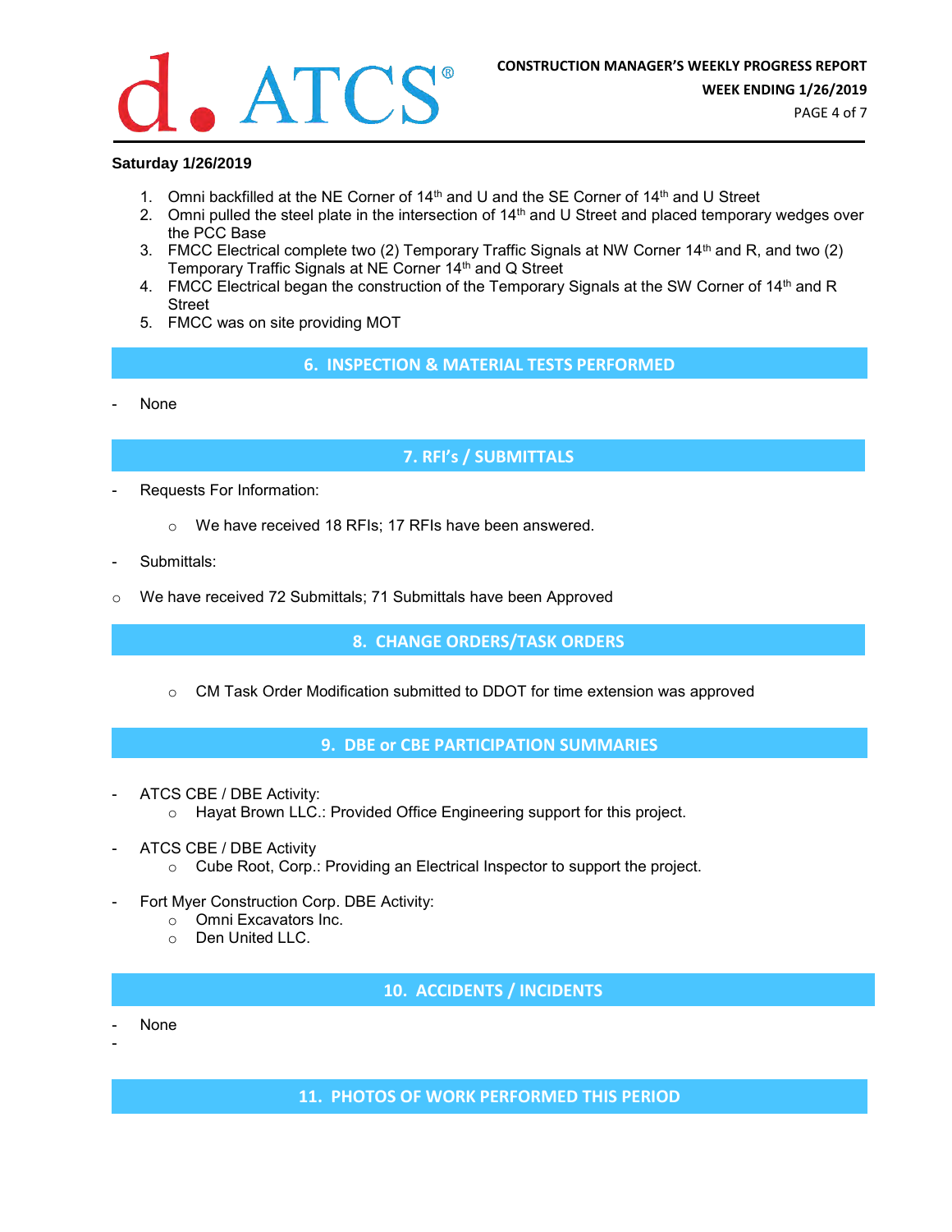**Saturday 1/26/2019**

1. Omni backfilled at the NE Corner of 14th and U and the SE Corner of 14th and U Street
2. Omni pulled the steel plate in the intersection of 14th and U Street and placed temporary wedges over the PCC Base
3. FMCC Electrical complete two (2) Temporary Traffic Signals at NW Corner 14th and R, and two (2) Temporary Traffic Signals at NE Corner 14th and Q Street
4. FMCC Electrical began the construction of the Temporary Signals at the SW Corner of 14th and R Street
5. FMCC was on site providing MOT

## 6. INSPECTION & MATERIAL TESTS PERFORMED

- None

## 7. RFI's / SUBMITTALS

- Requests For Information:
  - We have received 18 RFIs; 17 RFIs have been answered.
- Submittals:
  - We have received 72 Submittals; 71 Submittals have been Approved

## 8. CHANGE ORDERS/TASK ORDERS

- CM Task Order Modification submitted to DDOT for time extension was approved

## 9. DBE or CBE PARTICIPATION SUMMARIES

- ATCS CBE / DBE Activity:
  - Hayat Brown LLC.: Provided Office Engineering support for this project.
- ATCS CBE / DBE Activity
  - Cube Root, Corp.: Providing an Electrical Inspector to support the project.
- Fort Myer Construction Corp. DBE Activity:
  - Omni Excavators Inc.
  - Den United LLC.

## 10. ACCIDENTS / INCIDENTS

- None

## 11. PHOTOS OF WORK PERFORMED THIS PERIOD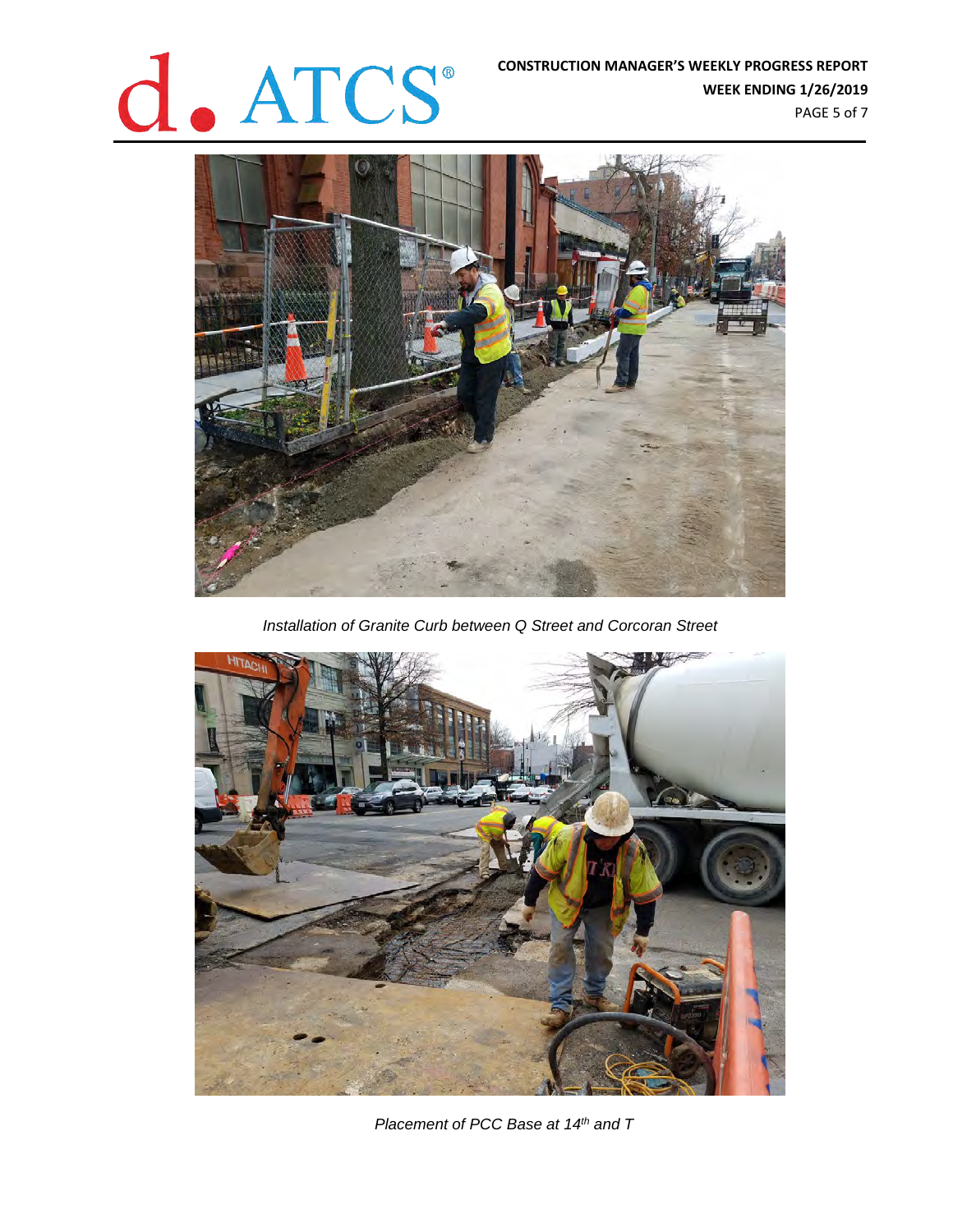*Installation of Granite Curb between Q Street and Corcoran Street*

*Placement of PCC Base at 14th and T*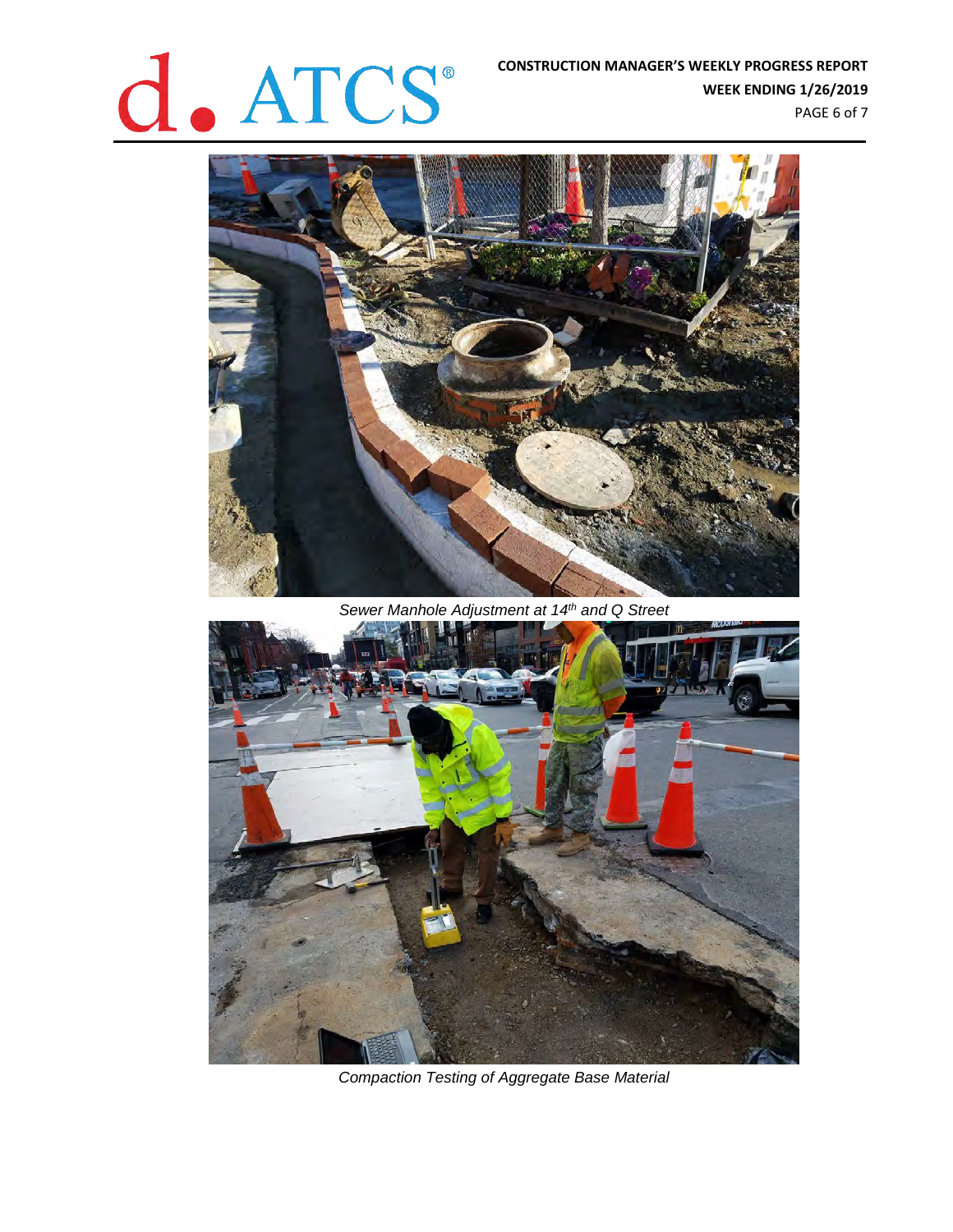*Sewer Manhole Adjustment at 14th and Q Street*

*Compaction Testing of Aggregate Base Material*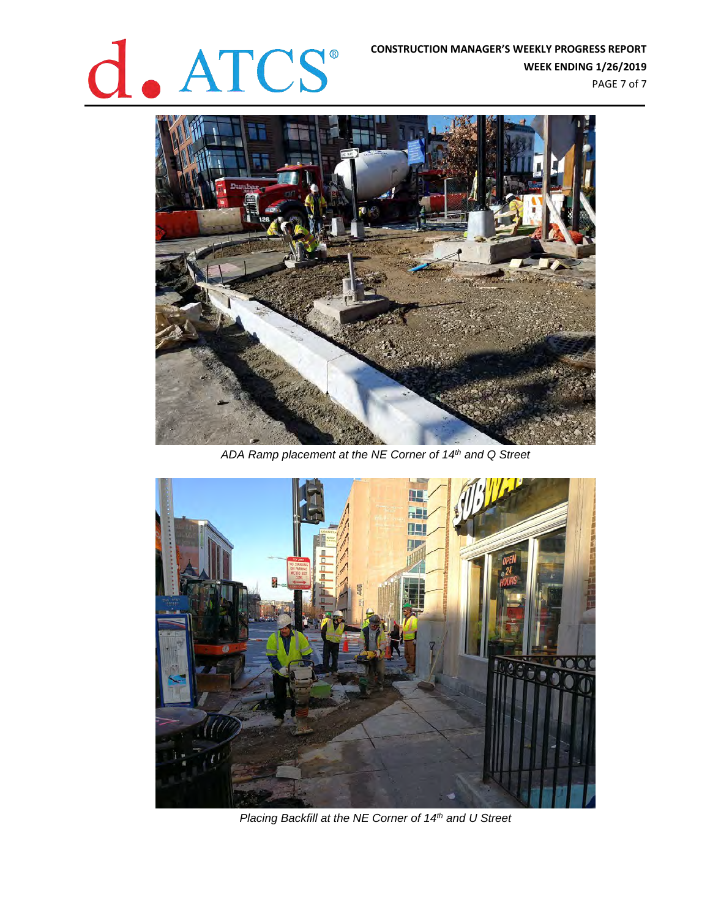*ADA Ramp placement at the NE Corner of 14th and Q Street*

*Placing Backfill at the NE Corner of 14th and U Street*